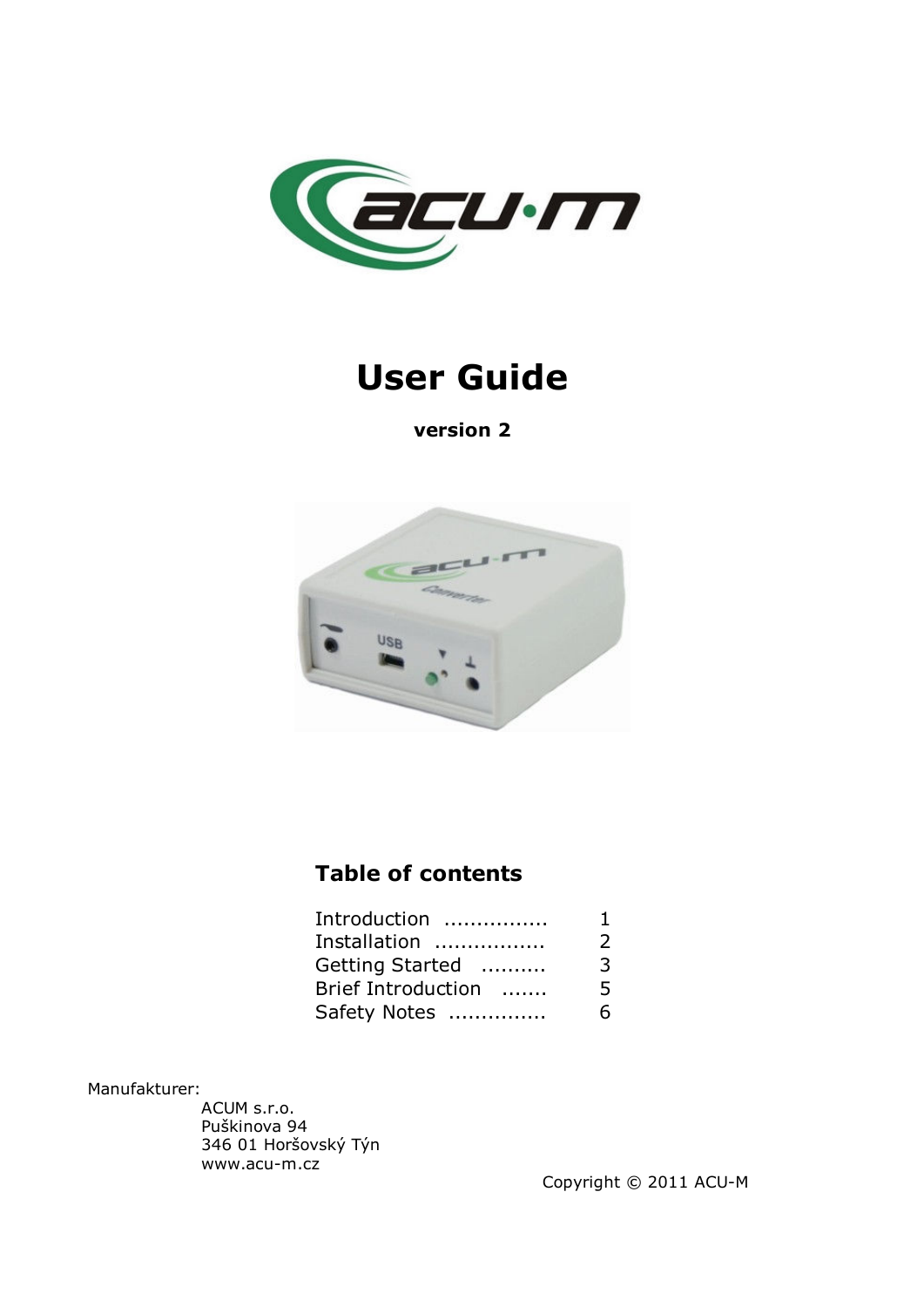# User Guide

**version 2**

## Table of contents

| | |
|---|---|
| Introduction ................ | 1 |
| Installation ................ | 2 |
| Getting Started .......... | 3 |
| Brief Introduction ....... | 5 |
| Safety Notes ............... | 6 |

Manufakturer:

ACUM s.r.o.
Puškinova 94
346 01 Horšovský Týn
www.acu-m.cz

Copyright © 2011 ACU-M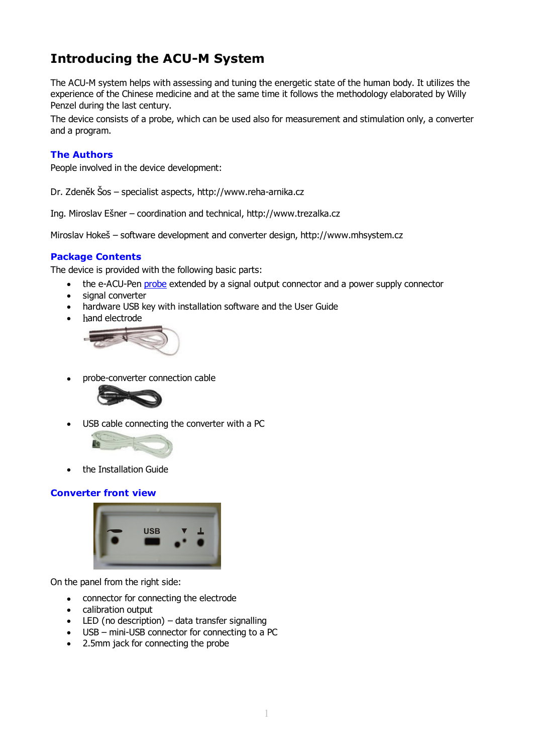# Introducing the ACU-M System

The ACU-M system helps with assessing and tuning the energetic state of the human body. It utilizes the experience of the Chinese medicine and at the same time it follows the methodology elaborated by Willy Penzel during the last century.

The device consists of a probe, which can be used also for measurement and stimulation only, a converter and a program.

## The Authors

People involved in the device development:

Dr. Zdeněk Šos – specialist aspects, http://www.reha-arnika.cz

Ing. Miroslav Ešner – coordination and technical, http://www.trezalka.cz

Miroslav Hokeš – software development and converter design, http://www.mhsystem.cz

## Package Contents

The device is provided with the following basic parts:

- the e-ACU-Pen probe extended by a signal output connector and a power supply connector
- signal converter
- hardware USB key with installation software and the User Guide
- hand electrode
- probe-converter connection cable
- USB cable connecting the converter with a PC
- the Installation Guide

## Converter front view

On the panel from the right side:

- connector for connecting the electrode
- calibration output
- LED (no description) – data transfer signalling
- USB – mini-USB connector for connecting to a PC
- 2.5mm jack for connecting the probe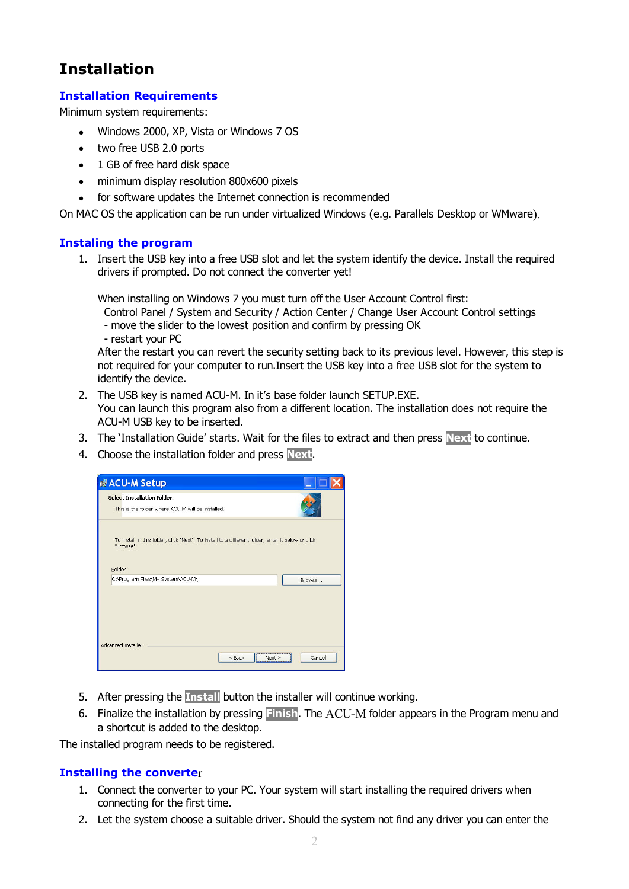# Installation

## Installation Requirements

Minimum system requirements:

- Windows 2000, XP, Vista or Windows 7 OS
- two free USB 2.0 ports
- 1 GB of free hard disk space
- minimum display resolution 800x600 pixels
- for software updates the Internet connection is recommended

On MAC OS the application can be run under virtualized Windows (e.g. Parallels Desktop or WMware).

## Instaling the program

1. Insert the USB key into a free USB slot and let the system identify the device. Install the required drivers if prompted. Do not connect the converter yet!

   When installing on Windows 7 you must turn off the User Account Control first:
   Control Panel / System and Security / Action Center / Change User Account Control settings
   - move the slider to the lowest position and confirm by pressing OK
   - restart your PC

   After the restart you can revert the security setting back to its previous level. However, this step is not required for your computer to run.Insert the USB key into a free USB slot for the system to identify the device.
2. The USB key is named ACU-M. In it's base folder launch SETUP.EXE.
   You can launch this program also from a different location. The installation does not require the ACU-M USB key to be inserted.
3. The 'Installation Guide' starts. Wait for the files to extract and then press **Next** to continue.
4. Choose the installation folder and press **Next**.

5. After pressing the **Install** button the installer will continue working.
6. Finalize the installation by pressing **Finish**. The ACU-M folder appears in the Program menu and a shortcut is added to the desktop.

The installed program needs to be registered.

## Installing the converter

1. Connect the converter to your PC. Your system will start installing the required drivers when connecting for the first time.
2. Let the system choose a suitable driver. Should the system not find any driver you can enter the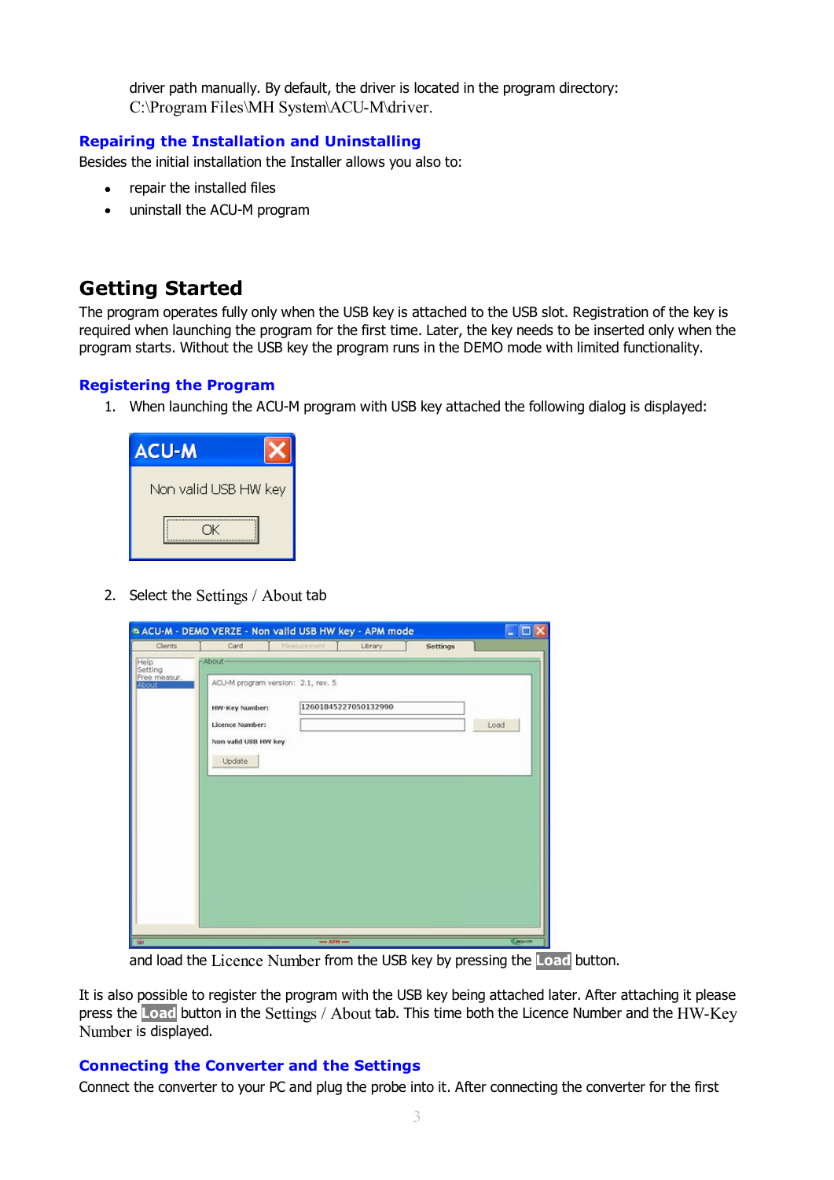driver path manually. By default, the driver is located in the program directory: C:\Program Files\MH System\ACU-M\driver.

### Repairing the Installation and Uninstalling

Besides the initial installation the Installer allows you also to:

- repair the installed files
- uninstall the ACU-M program

## Getting Started

The program operates fully only when the USB key is attached to the USB slot. Registration of the key is required when launching the program for the first time. Later, the key needs to be inserted only when the program starts. Without the USB key the program runs in the DEMO mode with limited functionality.

### Registering the Program

1. When launching the ACU-M program with USB key attached the following dialog is displayed:

2. Select the Settings / About tab

and load the Licence Number from the USB key by pressing the **Load** button.

It is also possible to register the program with the USB key being attached later. After attaching it please press the **Load** button in the Settings / About tab. This time both the Licence Number and the HW-Key Number is displayed.

### Connecting the Converter and the Settings

Connect the converter to your PC and plug the probe into it. After connecting the converter for the first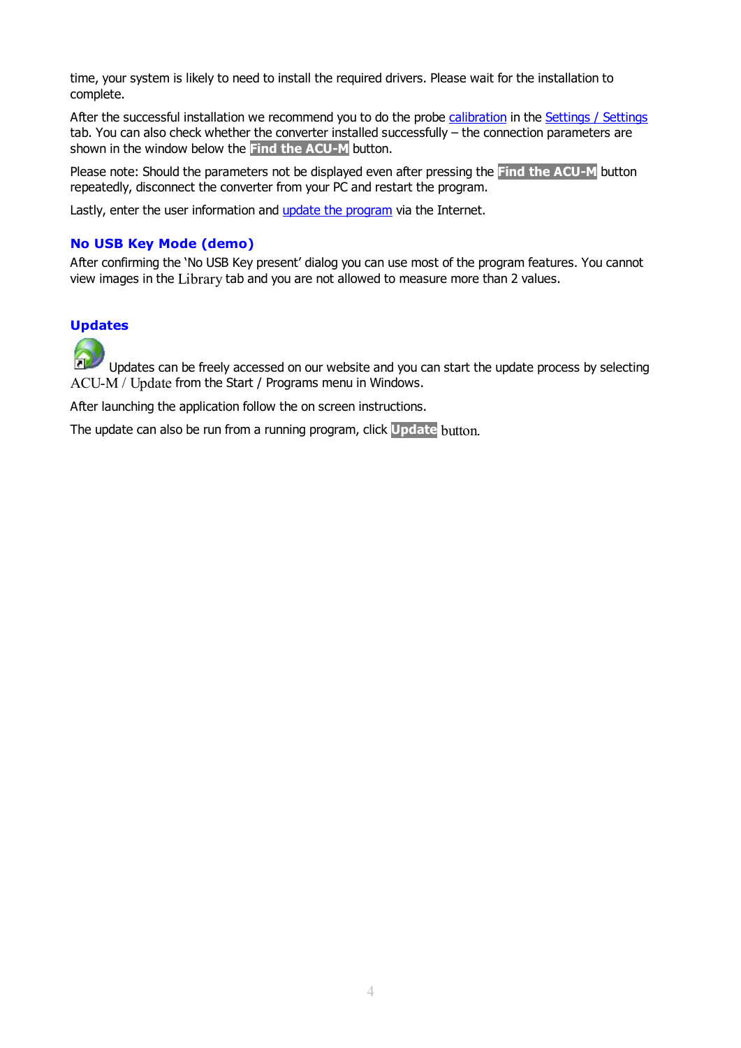time, your system is likely to need to install the required drivers. Please wait for the installation to complete.

After the successful installation we recommend you to do the probe calibration in the Settings / Settings tab. You can also check whether the converter installed successfully – the connection parameters are shown in the window below the **Find the ACU-M** button.

Please note: Should the parameters not be displayed even after pressing the **Find the ACU-M** button repeatedly, disconnect the converter from your PC and restart the program.

Lastly, enter the user information and update the program via the Internet.

## No USB Key Mode (demo)

After confirming the 'No USB Key present' dialog you can use most of the program features. You cannot view images in the Library tab and you are not allowed to measure more than 2 values.

## Updates

Updates can be freely accessed on our website and you can start the update process by selecting ACU-M / Update from the Start / Programs menu in Windows.

After launching the application follow the on screen instructions.

The update can also be run from a running program, click **Update** button.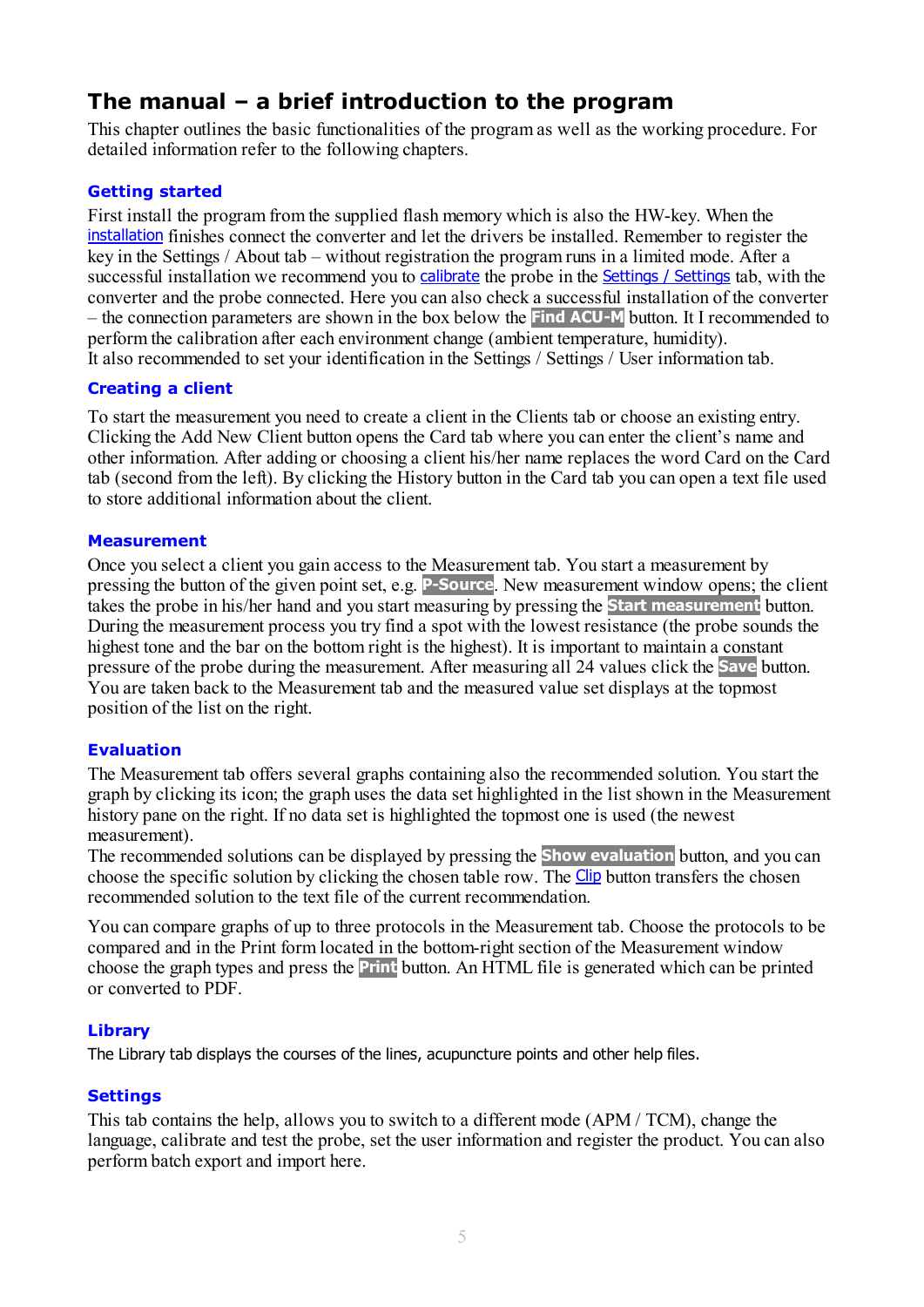# The manual – a brief introduction to the program

This chapter outlines the basic functionalities of the program as well as the working procedure. For detailed information refer to the following chapters.

## Getting started

First install the program from the supplied flash memory which is also the HW-key. When the installation finishes connect the converter and let the drivers be installed. Remember to register the key in the Settings / About tab – without registration the program runs in a limited mode. After a successful installation we recommend you to calibrate the probe in the Settings / Settings tab, with the converter and the probe connected. Here you can also check a successful installation of the converter – the connection parameters are shown in the box below the **Find ACU-M** button. It I recommended to perform the calibration after each environment change (ambient temperature, humidity).
It also recommended to set your identification in the Settings / Settings / User information tab.

## Creating a client

To start the measurement you need to create a client in the Clients tab or choose an existing entry. Clicking the Add New Client button opens the Card tab where you can enter the client's name and other information. After adding or choosing a client his/her name replaces the word Card on the Card tab (second from the left). By clicking the History button in the Card tab you can open a text file used to store additional information about the client.

## Measurement

Once you select a client you gain access to the Measurement tab. You start a measurement by pressing the button of the given point set, e.g. **P-Source**. New measurement window opens; the client takes the probe in his/her hand and you start measuring by pressing the **Start measurement** button. During the measurement process you try find a spot with the lowest resistance (the probe sounds the highest tone and the bar on the bottom right is the highest). It is important to maintain a constant pressure of the probe during the measurement. After measuring all 24 values click the **Save** button. You are taken back to the Measurement tab and the measured value set displays at the topmost position of the list on the right.

## Evaluation

The Measurement tab offers several graphs containing also the recommended solution. You start the graph by clicking its icon; the graph uses the data set highlighted in the list shown in the Measurement history pane on the right. If no data set is highlighted the topmost one is used (the newest measurement).
The recommended solutions can be displayed by pressing the **Show evaluation** button, and you can choose the specific solution by clicking the chosen table row. The Clip button transfers the chosen recommended solution to the text file of the current recommendation.

You can compare graphs of up to three protocols in the Measurement tab. Choose the protocols to be compared and in the Print form located in the bottom-right section of the Measurement window choose the graph types and press the **Print** button. An HTML file is generated which can be printed or converted to PDF.

## Library

The Library tab displays the courses of the lines, acupuncture points and other help files.

## Settings

This tab contains the help, allows you to switch to a different mode (APM / TCM), change the language, calibrate and test the probe, set the user information and register the product. You can also perform batch export and import here.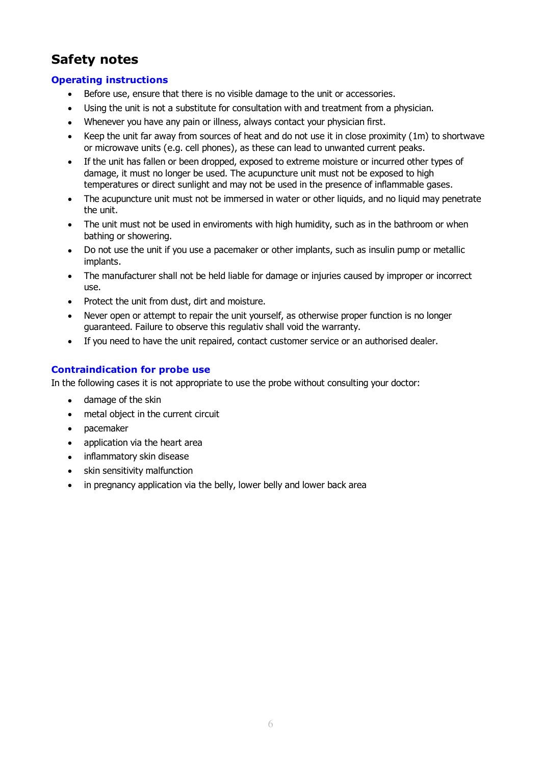# Safety notes

## Operating instructions

- Before use, ensure that there is no visible damage to the unit or accessories.
- Using the unit is not a substitute for consultation with and treatment from a physician.
- Whenever you have any pain or illness, always contact your physician first.
- Keep the unit far away from sources of heat and do not use it in close proximity (1m) to shortwave or microwave units (e.g. cell phones), as these can lead to unwanted current peaks.
- If the unit has fallen or been dropped, exposed to extreme moisture or incurred other types of damage, it must no longer be used. The acupuncture unit must not be exposed to high temperatures or direct sunlight and may not be used in the presence of inflammable gases.
- The acupuncture unit must not be immersed in water or other liquids, and no liquid may penetrate the unit.
- The unit must not be used in enviroments with high humidity, such as in the bathroom or when bathing or showering.
- Do not use the unit if you use a pacemaker or other implants, such as insulin pump or metallic implants.
- The manufacturer shall not be held liable for damage or injuries caused by improper or incorrect use.
- Protect the unit from dust, dirt and moisture.
- Never open or attempt to repair the unit yourself, as otherwise proper function is no longer guaranteed. Failure to observe this regulativ shall void the warranty.
- If you need to have the unit repaired, contact customer service or an authorised dealer.

## Contraindication for probe use

In the following cases it is not appropriate to use the probe without consulting your doctor:

- damage of the skin
- metal object in the current circuit
- pacemaker
- application via the heart area
- inflammatory skin disease
- skin sensitivity malfunction
- in pregnancy application via the belly, lower belly and lower back area